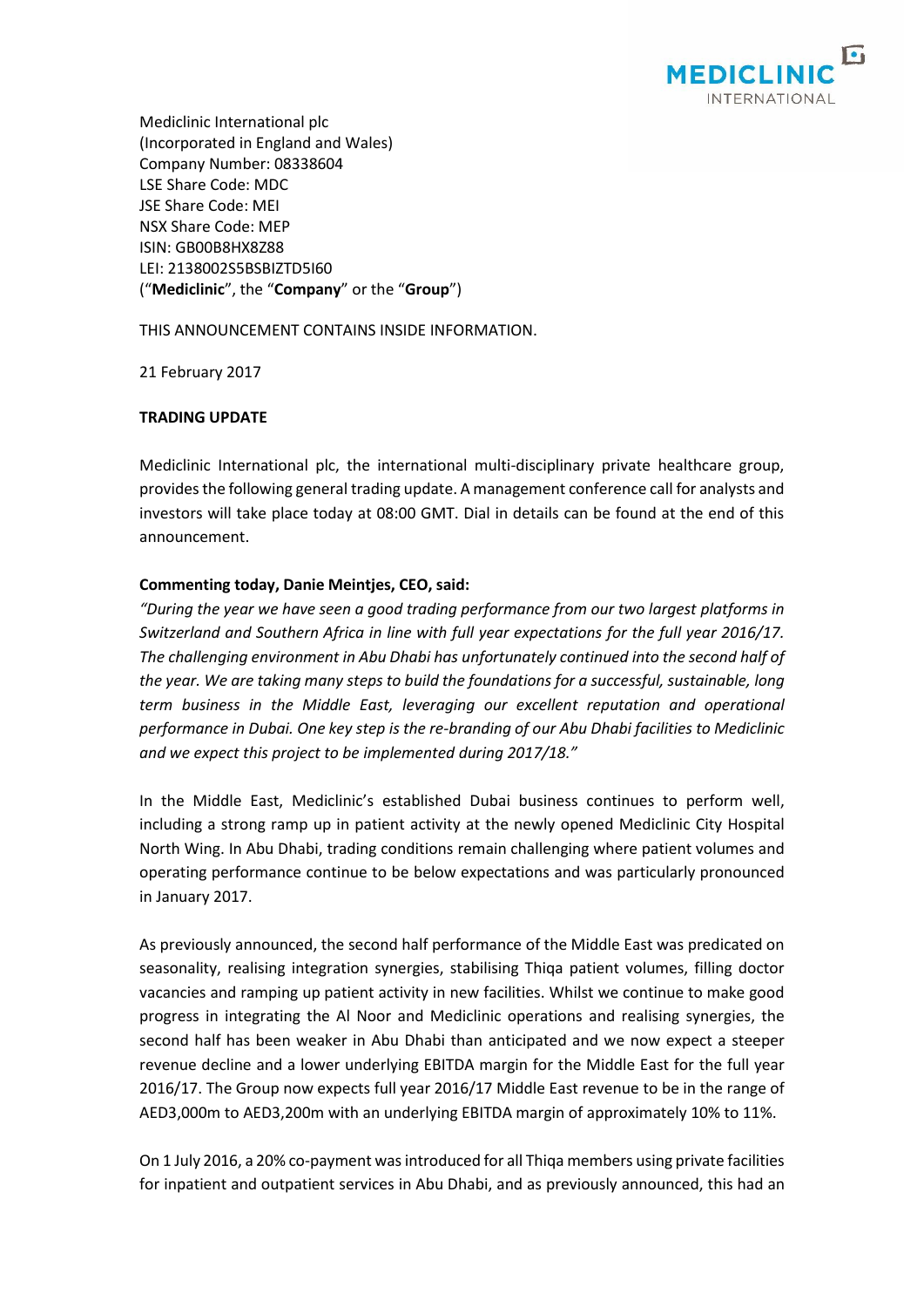Mediclinic International plc
(Incorporated in England and Wales)
Company Number: 08338604
LSE Share Code: MDC
JSE Share Code: MEI
NSX Share Code: MEP
ISIN: GB00B8HX8Z88
LEI: 2138002S5BSBIZTD5I60
("**Mediclinic**", the "**Company**" or the "**Group**")

THIS ANNOUNCEMENT CONTAINS INSIDE INFORMATION.

21 February 2017

**TRADING UPDATE**

Mediclinic International plc, the international multi-disciplinary private healthcare group, provides the following general trading update. A management conference call for analysts and investors will take place today at 08:00 GMT. Dial in details can be found at the end of this announcement.

**Commenting today, Danie Meintjes, CEO, said:**

*"During the year we have seen a good trading performance from our two largest platforms in Switzerland and Southern Africa in line with full year expectations for the full year 2016/17. The challenging environment in Abu Dhabi has unfortunately continued into the second half of the year. We are taking many steps to build the foundations for a successful, sustainable, long term business in the Middle East, leveraging our excellent reputation and operational performance in Dubai. One key step is the re-branding of our Abu Dhabi facilities to Mediclinic and we expect this project to be implemented during 2017/18."*

In the Middle East, Mediclinic's established Dubai business continues to perform well, including a strong ramp up in patient activity at the newly opened Mediclinic City Hospital North Wing. In Abu Dhabi, trading conditions remain challenging where patient volumes and operating performance continue to be below expectations and was particularly pronounced in January 2017.

As previously announced, the second half performance of the Middle East was predicated on seasonality, realising integration synergies, stabilising Thiqa patient volumes, filling doctor vacancies and ramping up patient activity in new facilities. Whilst we continue to make good progress in integrating the Al Noor and Mediclinic operations and realising synergies, the second half has been weaker in Abu Dhabi than anticipated and we now expect a steeper revenue decline and a lower underlying EBITDA margin for the Middle East for the full year 2016/17. The Group now expects full year 2016/17 Middle East revenue to be in the range of AED3,000m to AED3,200m with an underlying EBITDA margin of approximately 10% to 11%.

On 1 July 2016, a 20% co-payment was introduced for all Thiqa members using private facilities for inpatient and outpatient services in Abu Dhabi, and as previously announced, this had an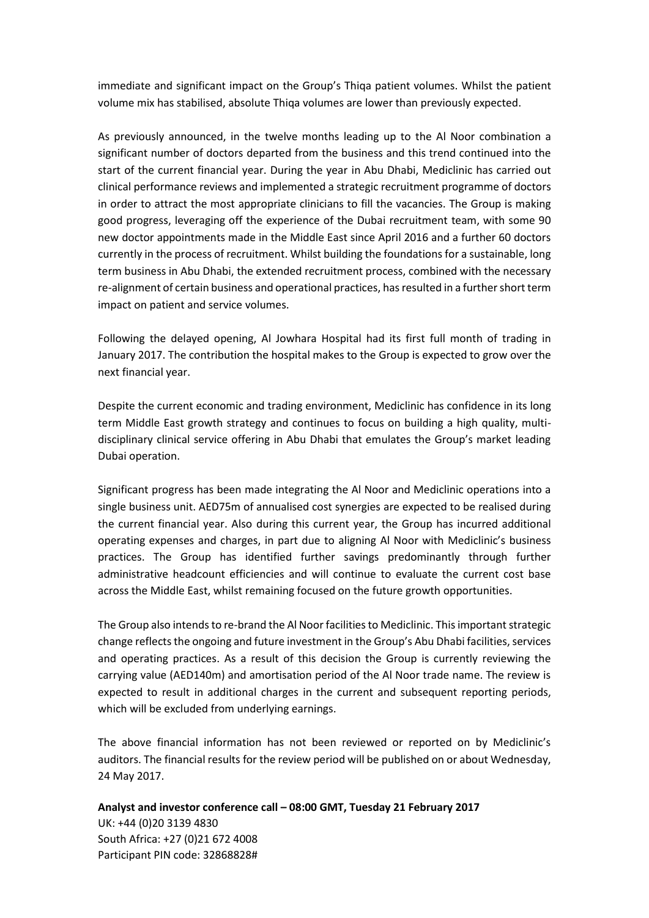immediate and significant impact on the Group's Thiqa patient volumes. Whilst the patient volume mix has stabilised, absolute Thiqa volumes are lower than previously expected.

As previously announced, in the twelve months leading up to the Al Noor combination a significant number of doctors departed from the business and this trend continued into the start of the current financial year. During the year in Abu Dhabi, Mediclinic has carried out clinical performance reviews and implemented a strategic recruitment programme of doctors in order to attract the most appropriate clinicians to fill the vacancies. The Group is making good progress, leveraging off the experience of the Dubai recruitment team, with some 90 new doctor appointments made in the Middle East since April 2016 and a further 60 doctors currently in the process of recruitment. Whilst building the foundations for a sustainable, long term business in Abu Dhabi, the extended recruitment process, combined with the necessary re-alignment of certain business and operational practices, has resulted in a further short term impact on patient and service volumes.

Following the delayed opening, Al Jowhara Hospital had its first full month of trading in January 2017. The contribution the hospital makes to the Group is expected to grow over the next financial year.

Despite the current economic and trading environment, Mediclinic has confidence in its long term Middle East growth strategy and continues to focus on building a high quality, multi-disciplinary clinical service offering in Abu Dhabi that emulates the Group's market leading Dubai operation.

Significant progress has been made integrating the Al Noor and Mediclinic operations into a single business unit. AED75m of annualised cost synergies are expected to be realised during the current financial year. Also during this current year, the Group has incurred additional operating expenses and charges, in part due to aligning Al Noor with Mediclinic's business practices. The Group has identified further savings predominantly through further administrative headcount efficiencies and will continue to evaluate the current cost base across the Middle East, whilst remaining focused on the future growth opportunities.

The Group also intends to re-brand the Al Noor facilities to Mediclinic. This important strategic change reflects the ongoing and future investment in the Group's Abu Dhabi facilities, services and operating practices. As a result of this decision the Group is currently reviewing the carrying value (AED140m) and amortisation period of the Al Noor trade name. The review is expected to result in additional charges in the current and subsequent reporting periods, which will be excluded from underlying earnings.

The above financial information has not been reviewed or reported on by Mediclinic's auditors. The financial results for the review period will be published on or about Wednesday, 24 May 2017.

**Analyst and investor conference call – 08:00 GMT, Tuesday 21 February 2017**
UK: +44 (0)20 3139 4830
South Africa: +27 (0)21 672 4008
Participant PIN code: 32868828#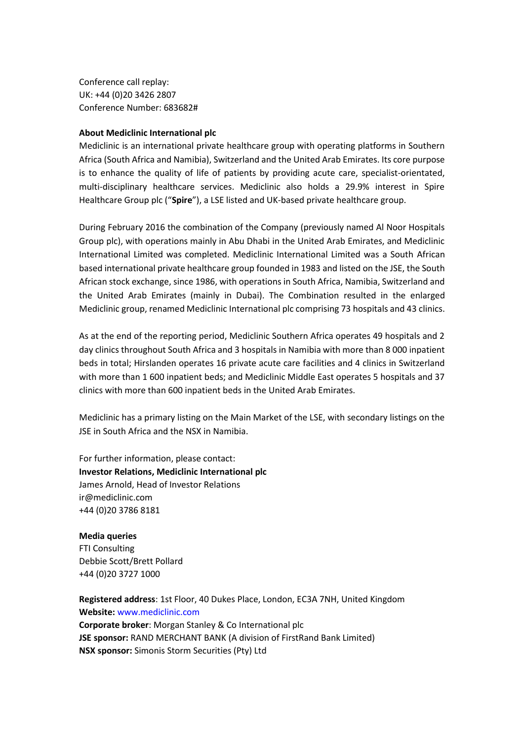Conference call replay:
UK: +44 (0)20 3426 2807
Conference Number: 683682#

**About Mediclinic International plc**

Mediclinic is an international private healthcare group with operating platforms in Southern Africa (South Africa and Namibia), Switzerland and the United Arab Emirates. Its core purpose is to enhance the quality of life of patients by providing acute care, specialist-orientated, multi-disciplinary healthcare services. Mediclinic also holds a 29.9% interest in Spire Healthcare Group plc ("**Spire**"), a LSE listed and UK-based private healthcare group.

During February 2016 the combination of the Company (previously named Al Noor Hospitals Group plc), with operations mainly in Abu Dhabi in the United Arab Emirates, and Mediclinic International Limited was completed. Mediclinic International Limited was a South African based international private healthcare group founded in 1983 and listed on the JSE, the South African stock exchange, since 1986, with operations in South Africa, Namibia, Switzerland and the United Arab Emirates (mainly in Dubai). The Combination resulted in the enlarged Mediclinic group, renamed Mediclinic International plc comprising 73 hospitals and 43 clinics.

As at the end of the reporting period, Mediclinic Southern Africa operates 49 hospitals and 2 day clinics throughout South Africa and 3 hospitals in Namibia with more than 8 000 inpatient beds in total; Hirslanden operates 16 private acute care facilities and 4 clinics in Switzerland with more than 1 600 inpatient beds; and Mediclinic Middle East operates 5 hospitals and 37 clinics with more than 600 inpatient beds in the United Arab Emirates.

Mediclinic has a primary listing on the Main Market of the LSE, with secondary listings on the JSE in South Africa and the NSX in Namibia.

For further information, please contact:
**Investor Relations, Mediclinic International plc**
James Arnold, Head of Investor Relations
ir@mediclinic.com
+44 (0)20 3786 8181

**Media queries**
FTI Consulting
Debbie Scott/Brett Pollard
+44 (0)20 3727 1000

**Registered address**: 1st Floor, 40 Dukes Place, London, EC3A 7NH, United Kingdom
**Website:** www.mediclinic.com
**Corporate broker**: Morgan Stanley & Co International plc
**JSE sponsor:** RAND MERCHANT BANK (A division of FirstRand Bank Limited)
**NSX sponsor:** Simonis Storm Securities (Pty) Ltd